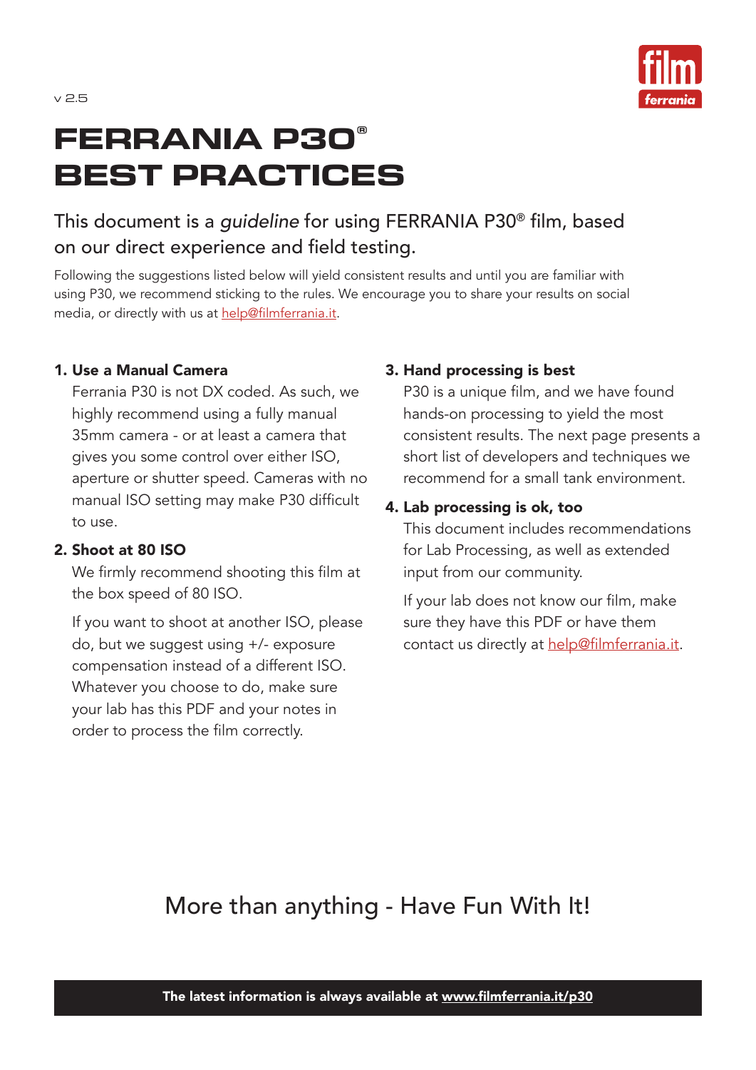v 2.5

# FERRANIA P30® BEST PRACTICES

This document is a *guideline* for using FERRANIA P30® film, based on our direct experience and field testing.

Following the suggestions listed below will yield consistent results and until you are familiar with using P30, we recommend sticking to the rules. We encourage you to share your results on social media, or directly with us at help@filmferrania.it.

**1. Use a Manual Camera**

Ferrania P30 is not DX coded. As such, we highly recommend using a fully manual 35mm camera - or at least a camera that gives you some control over either ISO, aperture or shutter speed. Cameras with no manual ISO setting may make P30 difficult to use.

**2. Shoot at 80 ISO**

We firmly recommend shooting this film at the box speed of 80 ISO.

If you want to shoot at another ISO, please do, but we suggest using +/- exposure compensation instead of a different ISO. Whatever you choose to do, make sure your lab has this PDF and your notes in order to process the film correctly.

**3. Hand processing is best**

P30 is a unique film, and we have found hands-on processing to yield the most consistent results. The next page presents a short list of developers and techniques we recommend for a small tank environment.

**4. Lab processing is ok, too**

This document includes recommendations for Lab Processing, as well as extended input from our community.

If your lab does not know our film, make sure they have this PDF or have them contact us directly at help@filmferrania.it.

## More than anything - Have Fun With It!

**The latest information is always available at www.filmferrania.it/p30**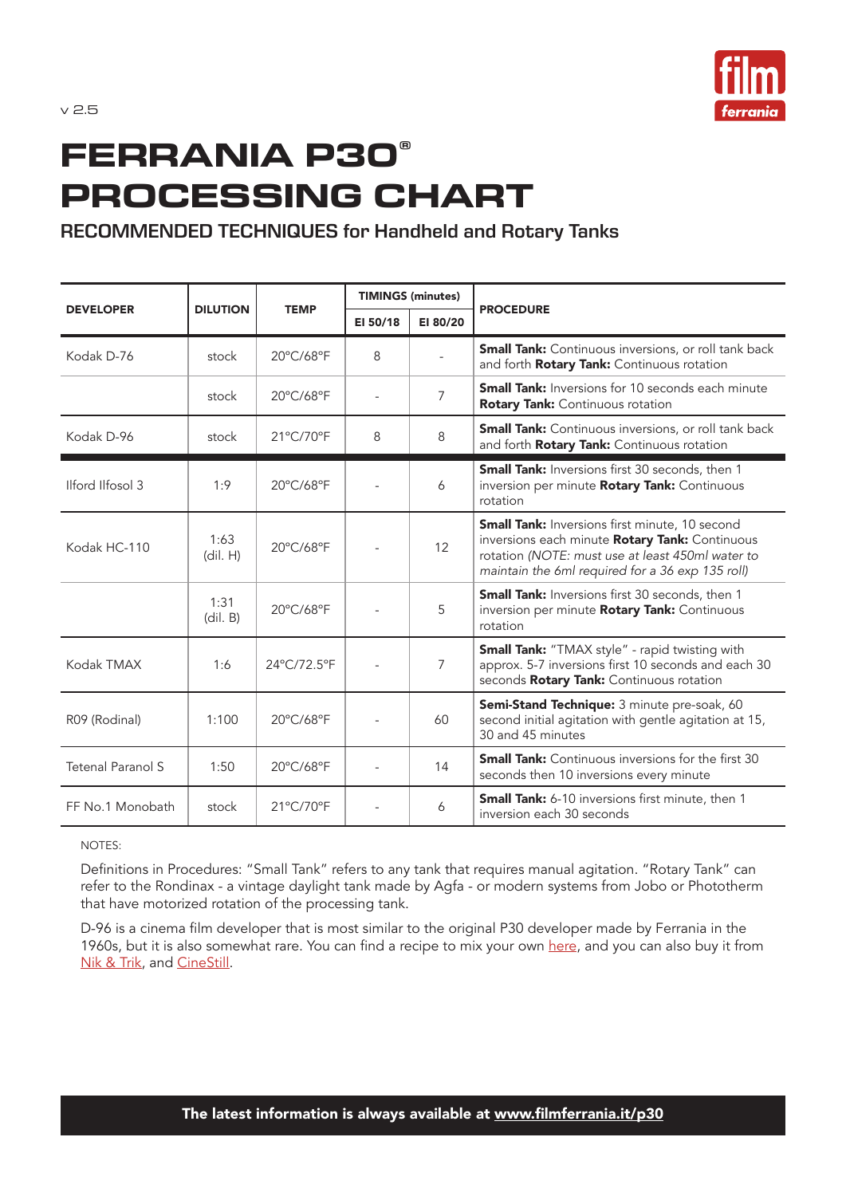v 2.5

# FERRANIA P30® PROCESSING CHART

## RECOMMENDED TECHNIQUES for Handheld and Rotary Tanks

| DEVELOPER | DILUTION | TEMP | TIMINGS (minutes) | | PROCEDURE |
|---|---|---|---|---|---|
| | | | EI 50/18 | EI 80/20 | |
| Kodak D-76 | stock | 20°C/68°F | 8 | - | **Small Tank:** Continuous inversions, or roll tank back and forth **Rotary Tank:** Continuous rotation |
| | stock | 20°C/68°F | - | 7 | **Small Tank:** Inversions for 10 seconds each minute **Rotary Tank:** Continuous rotation |
| Kodak D-96 | stock | 21°C/70°F | 8 | 8 | **Small Tank:** Continuous inversions, or roll tank back and forth **Rotary Tank:** Continuous rotation |
| Ilford Ilfosol 3 | 1:9 | 20°C/68°F | - | 6 | **Small Tank:** Inversions first 30 seconds, then 1 inversion per minute **Rotary Tank:** Continuous rotation |
| Kodak HC-110 | 1:63 (dil. H) | 20°C/68°F | - | 12 | **Small Tank:** Inversions first minute, 10 second inversions each minute **Rotary Tank:** Continuous rotation *(NOTE: must use at least 450ml water to maintain the 6ml required for a 36 exp 135 roll)* |
| | 1:31 (dil. B) | 20°C/68°F | - | 5 | **Small Tank:** Inversions first 30 seconds, then 1 inversion per minute **Rotary Tank:** Continuous rotation |
| Kodak TMAX | 1:6 | 24°C/72.5°F | - | 7 | **Small Tank:** "TMAX style" - rapid twisting with approx. 5-7 inversions first 10 seconds and each 30 seconds **Rotary Tank:** Continuous rotation |
| R09 (Rodinal) | 1:100 | 20°C/68°F | - | 60 | **Semi-Stand Technique:** 3 minute pre-soak, 60 second initial agitation with gentle agitation at 15, 30 and 45 minutes |
| Tetenal Paranol S | 1:50 | 20°C/68°F | - | 14 | **Small Tank:** Continuous inversions for the first 30 seconds then 10 inversions every minute |
| FF No.1 Monobath | stock | 21°C/70°F | - | 6 | **Small Tank:** 6-10 inversions first minute, then 1 inversion each 30 seconds |

NOTES:

Definitions in Procedures: "Small Tank" refers to any tank that requires manual agitation. "Rotary Tank" can refer to the Rondinax - a vintage daylight tank made by Agfa - or modern systems from Jobo or Phototherm that have motorized rotation of the processing tank.

D-96 is a cinema film developer that is most similar to the original P30 developer made by Ferrania in the 1960s, but it is also somewhat rare. You can find a recipe to mix your own here, and you can also buy it from Nik & Trik, and CineStill.

**The latest information is always available at www.filmferrania.it/p30**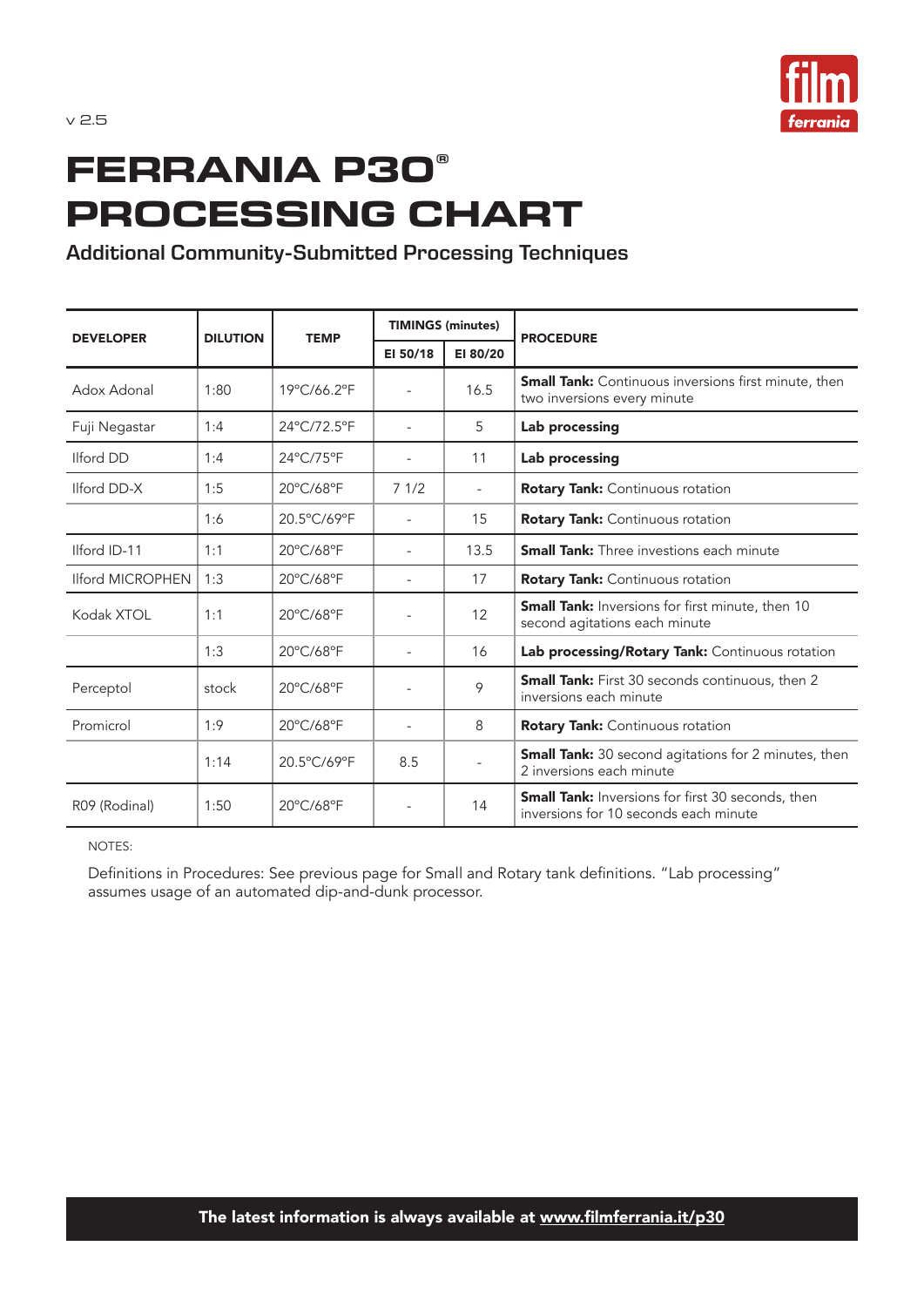v 2.5

# FERRANIA P30® PROCESSING CHART

## Additional Community-Submitted Processing Techniques

| DEVELOPER | DILUTION | TEMP | TIMINGS (minutes) | | PROCEDURE |
|---|---|---|---|---|---|
| | | | EI 50/18 | EI 80/20 | |
| Adox Adonal | 1:80 | 19°C/66.2°F | - | 16.5 | **Small Tank:** Continuous inversions first minute, then two inversions every minute |
| Fuji Negastar | 1:4 | 24°C/72.5°F | - | 5 | **Lab processing** |
| Ilford DD | 1:4 | 24°C/75°F | - | 11 | **Lab processing** |
| Ilford DD-X | 1:5 | 20°C/68°F | 7 1/2 | - | **Rotary Tank:** Continuous rotation |
| | 1:6 | 20.5°C/69°F | - | 15 | **Rotary Tank:** Continuous rotation |
| Ilford ID-11 | 1:1 | 20°C/68°F | - | 13.5 | **Small Tank:** Three investions each minute |
| Ilford MICROPHEN | 1:3 | 20°C/68°F | - | 17 | **Rotary Tank:** Continuous rotation |
| Kodak XTOL | 1:1 | 20°C/68°F | - | 12 | **Small Tank:** Inversions for first minute, then 10 second agitations each minute |
| | 1:3 | 20°C/68°F | - | 16 | **Lab processing/Rotary Tank:** Continuous rotation |
| Perceptol | stock | 20°C/68°F | - | 9 | **Small Tank:** First 30 seconds continuous, then 2 inversions each minute |
| Promicrol | 1:9 | 20°C/68°F | - | 8 | **Rotary Tank:** Continuous rotation |
| | 1:14 | 20.5°C/69°F | 8.5 | - | **Small Tank:** 30 second agitations for 2 minutes, then 2 inversions each minute |
| R09 (Rodinal) | 1:50 | 20°C/68°F | - | 14 | **Small Tank:** Inversions for first 30 seconds, then inversions for 10 seconds each minute |

NOTES:

Definitions in Procedures: See previous page for Small and Rotary tank definitions. "Lab processing" assumes usage of an automated dip-and-dunk processor.

**The latest information is always available at www.filmferrania.it/p30**